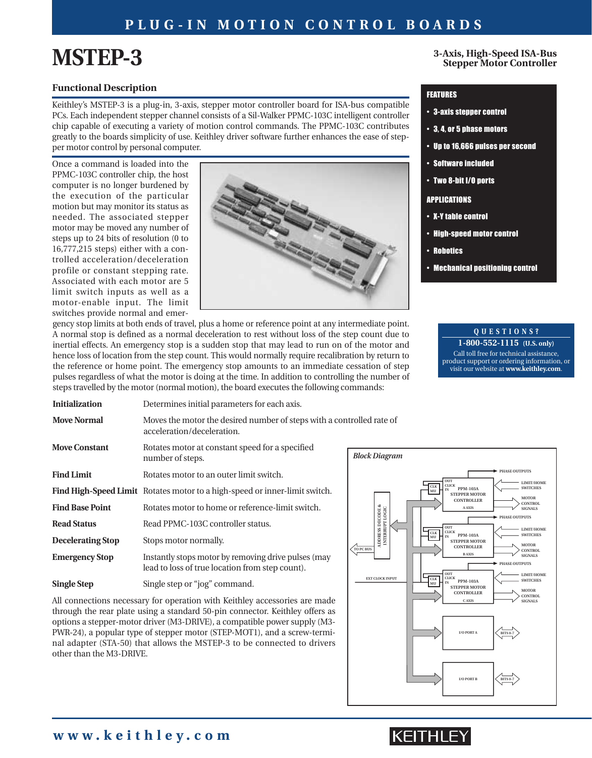# MSTEP-3

**3-Axis, High-Speed ISA-Bus Stepper Motor Controller**

## Functional Description

Keithley's MSTEP-3 is a plug-in, 3-axis, stepper motor controller board for ISA-bus compatible PCs. Each independent stepper channel consists of a Sil-Walker PPMC-103C intelligent controller chip capable of executing a variety of motion control commands. The PPMC-103C contributes greatly to the boards simplicity of use. Keithley driver software further enhances the ease of stepper motor control by personal computer.

Once a command is loaded into the PPMC-103C controller chip, the host computer is no longer burdened by the execution of the particular motion but may monitor its status as needed. The associated stepper motor may be moved any number of steps up to 24 bits of resolution (0 to 16,777,215 steps) either with a controlled acceleration/deceleration profile or constant stepping rate. Associated with each motor are 5 limit switch inputs as well as a motor-enable input. The limit switches provide normal and emergency stop limits at both ends of travel, plus a home or reference point at any intermediate point. A normal stop is defined as a normal deceleration to rest without loss of the step count due to inertial effects. An emergency stop is a sudden stop that may lead to run on of the motor and hence loss of location from the step count. This would normally require recalibration by return to the reference or home point. The emergency stop amounts to an immediate cessation of step pulses regardless of what the motor is doing at the time. In addition to controlling the number of steps travelled by the motor (normal motion), the board executes the following commands:

| | |
|---|---|
| **Initialization** | Determines initial parameters for each axis. |
| **Move Normal** | Moves the motor the desired number of steps with a controlled rate of acceleration/deceleration. |
| **Move Constant** | Rotates motor at constant speed for a specified number of steps. |
| **Find Limit** | Rotates motor to an outer limit switch. |
| **Find High-Speed Limit** | Rotates motor to a high-speed or inner-limit switch. |
| **Find Base Point** | Rotates motor to home or reference-limit switch. |
| **Read Status** | Read PPMC-103C controller status. |
| **Decelerating Stop** | Stops motor normally. |
| **Emergency Stop** | Instantly stops motor by removing drive pulses (may lead to loss of true location from step count). |
| **Single Step** | Single step or "jog" command. |

All connections necessary for operation with Keithley accessories are made through the rear plate using a standard 50-pin connector. Keithley offers as options a stepper-motor driver (M3-DRIVE), a compatible power supply (M3-PWR-24), a popular type of stepper motor (STEP-MOT1), and a screw-terminal adapter (STA-50) that allows the MSTEP-3 to be connected to drivers other than the M3-DRIVE.

### FEATURES

- 3-axis stepper control
- 3, 4, or 5 phase motors
- Up to 16,666 pulses per second
- Software included
- Two 8-bit I/O ports

### APPLICATIONS

- X-Y table control
- High-speed motor control
- Robotics
- Mechanical positioning control

**QUESTIONS?**
**1-800-552-1115 (U.S. only)**
Call toll free for technical assistance, product support or ordering information, or visit our website at **www.keithley.com**.

*Block Diagram*

TO PC BUS
ADDRESS DECODE & INTERRUPT LOGIC
EXT CLOCK INPUT
CLK MU
OUT CLICK IN
PPM-103A STEPPER MOTOR CONTROLLER A AXIS
PPM-103A STEPPER MOTOR CONTROLLER B AXIS
PPM-103A STEPPER MOTOR CONTROLLER C AXIS
PHASE OUTPUTS
LIMIT/HOME SWITCHES
MOTOR CONTROL SIGNALS
I/O PORT A
I/O PORT B
BITS 0-7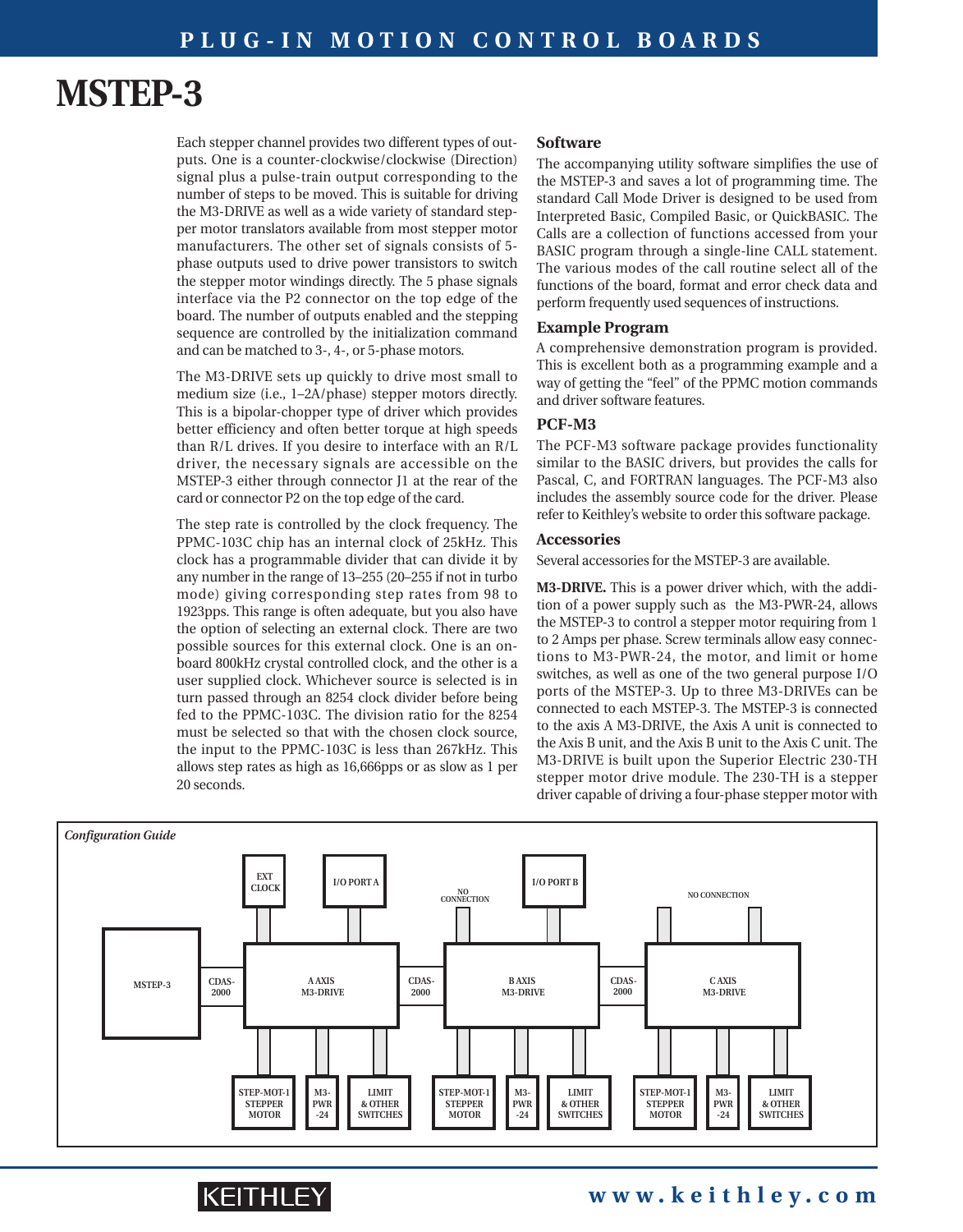# MSTEP-3

Each stepper channel provides two different types of outputs. One is a counter-clockwise/clockwise (Direction) signal plus a pulse-train output corresponding to the number of steps to be moved. This is suitable for driving the M3-DRIVE as well as a wide variety of standard stepper motor translators available from most stepper motor manufacturers. The other set of signals consists of 5-phase outputs used to drive power transistors to switch the stepper motor windings directly. The 5 phase signals interface via the P2 connector on the top edge of the board. The number of outputs enabled and the stepping sequence are controlled by the initialization command and can be matched to 3-, 4-, or 5-phase motors.

The M3-DRIVE sets up quickly to drive most small to medium size (i.e., 1–2A/phase) stepper motors directly. This is a bipolar-chopper type of driver which provides better efficiency and often better torque at high speeds than R/L drives. If you desire to interface with an R/L driver, the necessary signals are accessible on the MSTEP-3 either through connector J1 at the rear of the card or connector P2 on the top edge of the card.

The step rate is controlled by the clock frequency. The PPMC-103C chip has an internal clock of 25kHz. This clock has a programmable divider that can divide it by any number in the range of 13–255 (20–255 if not in turbo mode) giving corresponding step rates from 98 to 1923pps. This range is often adequate, but you also have the option of selecting an external clock. There are two possible sources for this external clock. One is an on-board 800kHz crystal controlled clock, and the other is a user supplied clock. Whichever source is selected is in turn passed through an 8254 clock divider before being fed to the PPMC-103C. The division ratio for the 8254 must be selected so that with the chosen clock source, the input to the PPMC-103C is less than 267kHz. This allows step rates as high as 16,666pps or as slow as 1 per 20 seconds.

### Software

The accompanying utility software simplifies the use of the MSTEP-3 and saves a lot of programming time. The standard Call Mode Driver is designed to be used from Interpreted Basic, Compiled Basic, or QuickBASIC. The Calls are a collection of functions accessed from your BASIC program through a single-line CALL statement. The various modes of the call routine select all of the functions of the board, format and error check data and perform frequently used sequences of instructions.

### Example Program

A comprehensive demonstration program is provided. This is excellent both as a programming example and a way of getting the "feel" of the PPMC motion commands and driver software features.

### PCF-M3

The PCF-M3 software package provides functionality similar to the BASIC drivers, but provides the calls for Pascal, C, and FORTRAN languages. The PCF-M3 also includes the assembly source code for the driver. Please refer to Keithley's website to order this software package.

### Accessories

Several accessories for the MSTEP-3 are available.

**M3-DRIVE.** This is a power driver which, with the addition of a power supply such as the M3-PWR-24, allows the MSTEP-3 to control a stepper motor requiring from 1 to 2 Amps per phase. Screw terminals allow easy connections to M3-PWR-24, the motor, and limit or home switches, as well as one of the two general purpose I/O ports of the MSTEP-3. Up to three M3-DRIVEs can be connected to each MSTEP-3. The MSTEP-3 is connected to the axis A M3-DRIVE, the Axis A unit is connected to the Axis B unit, and the Axis B unit to the Axis C unit. The M3-DRIVE is built upon the Superior Electric 230-TH stepper motor drive module. The 230-TH is a stepper driver capable of driving a four-phase stepper motor with

*Configuration Guide*

MSTEP-3 → CDAS-2000 → A AXIS M3-DRIVE → CDAS-2000 → B AXIS M3-DRIVE → CDAS-2000 → C AXIS M3-DRIVE

- A AXIS M3-DRIVE: EXT CLOCK, I/O PORT A; STEP-MOT-1 STEPPER MOTOR, M3-PWR-24, LIMIT & OTHER SWITCHES
- B AXIS M3-DRIVE: NO CONNECTION, I/O PORT B; STEP-MOT-1 STEPPER MOTOR, M3-PWR-24, LIMIT & OTHER SWITCHES
- C AXIS M3-DRIVE: NO CONNECTION; STEP-MOT-1 STEPPER MOTOR, M3-PWR-24, LIMIT & OTHER SWITCHES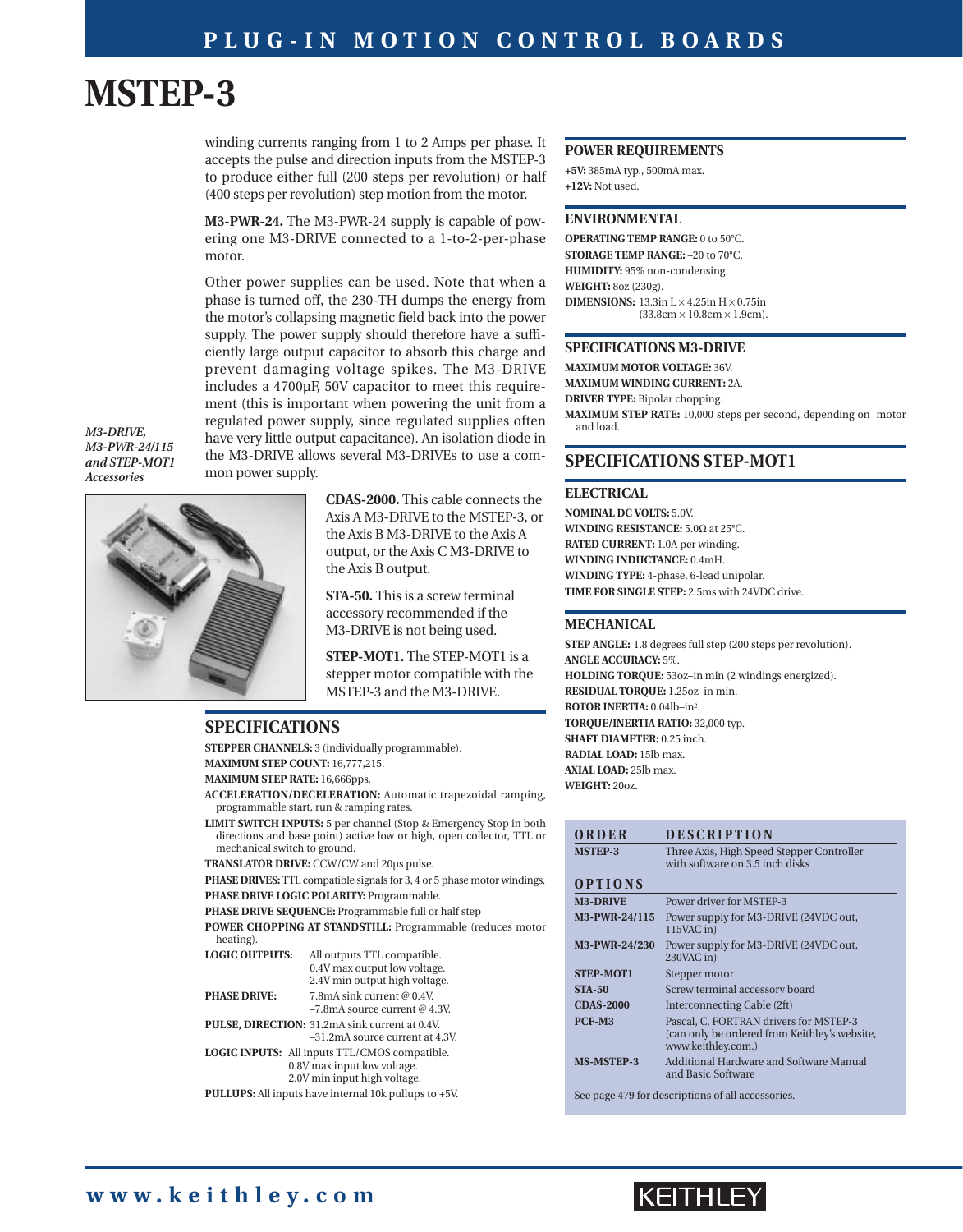# MSTEP-3

winding currents ranging from 1 to 2 Amps per phase. It accepts the pulse and direction inputs from the MSTEP-3 to produce either full (200 steps per revolution) or half (400 steps per revolution) step motion from the motor.

**M3-PWR-24.** The M3-PWR-24 supply is capable of powering one M3-DRIVE connected to a 1-to-2-per-phase motor.

Other power supplies can be used. Note that when a phase is turned off, the 230-TH dumps the energy from the motor's collapsing magnetic field back into the power supply. The power supply should therefore have a sufficiently large output capacitor to absorb this charge and prevent damaging voltage spikes. The M3-DRIVE includes a 4700µF, 50V capacitor to meet this requirement (this is important when powering the unit from a regulated power supply, since regulated supplies often have very little output capacitance). An isolation diode in the M3-DRIVE allows several M3-DRIVEs to use a common power supply.

*M3-DRIVE, M3-PWR-24/115 and STEP-MOT1 Accessories*

**CDAS-2000.** This cable connects the Axis A M3-DRIVE to the MSTEP-3, or the Axis B M3-DRIVE to the Axis A output, or the Axis C M3-DRIVE to the Axis B output.

**STA-50.** This is a screw terminal accessory recommended if the M3-DRIVE is not being used.

**STEP-MOT1.** The STEP-MOT1 is a stepper motor compatible with the MSTEP-3 and the M3-DRIVE.

## SPECIFICATIONS

**STEPPER CHANNELS:** 3 (individually programmable).

**MAXIMUM STEP COUNT:** 16,777,215.

**MAXIMUM STEP RATE:** 16,666pps.

**ACCELERATION/DECELERATION:** Automatic trapezoidal ramping, programmable start, run & ramping rates.

**LIMIT SWITCH INPUTS:** 5 per channel (Stop & Emergency Stop in both directions and base point) active low or high, open collector, TTL or mechanical switch to ground.

**TRANSLATOR DRIVE:** CCW/CW and 20µs pulse.

**PHASE DRIVES:** TTL compatible signals for 3, 4 or 5 phase motor windings.

**PHASE DRIVE LOGIC POLARITY:** Programmable.

**PHASE DRIVE SEQUENCE:** Programmable full or half step

**POWER CHOPPING AT STANDSTILL:** Programmable (reduces motor heating).

**LOGIC OUTPUTS:** All outputs TTL compatible. 0.4V max output low voltage. 2.4V min output high voltage.

**PHASE DRIVE:** 7.8mA sink current @ 0.4V. –7.8mA source current @ 4.3V.

**PULSE, DIRECTION:** 31.2mA sink current at 0.4V. –31.2mA source current at 4.3V.

**LOGIC INPUTS:** All inputs TTL/CMOS compatible. 0.8V max input low voltage. 2.0V min input high voltage.

**PULLUPS:** All inputs have internal 10k pullups to +5V.

### POWER REQUIREMENTS

**+5V:** 385mA typ., 500mA max.

**+12V:** Not used.

### ENVIRONMENTAL

**OPERATING TEMP RANGE:** 0 to 50°C.

**STORAGE TEMP RANGE:** –20 to 70°C.

**HUMIDITY:** 95% non-condensing.

**WEIGHT:** 8oz (230g).

**DIMENSIONS:** 13.3in L × 4.25in H × 0.75in (33.8cm × 10.8cm × 1.9cm).

### SPECIFICATIONS M3-DRIVE

**MAXIMUM MOTOR VOLTAGE:** 36V.

**MAXIMUM WINDING CURRENT:** 2A.

**DRIVER TYPE:** Bipolar chopping.

**MAXIMUM STEP RATE:** 10,000 steps per second, depending on motor and load.

## SPECIFICATIONS STEP-MOT1

### ELECTRICAL

**NOMINAL DC VOLTS:** 5.0V.

**WINDING RESISTANCE:** 5.0Ω at 25°C.

**RATED CURRENT:** 1.0A per winding.

**WINDING INDUCTANCE:** 0.4mH.

**WINDING TYPE:** 4-phase, 6-lead unipolar.

**TIME FOR SINGLE STEP:** 2.5ms with 24VDC drive.

### MECHANICAL

**STEP ANGLE:** 1.8 degrees full step (200 steps per revolution).

**ANGLE ACCURACY:** 5%.

**HOLDING TORQUE:** 53oz–in min (2 windings energized).

**RESIDUAL TORQUE:** 1.25oz–in min.

**ROTOR INERTIA:** 0.04lb–in$^2$.

**TORQUE/INERTIA RATIO:** 32,000 typ.

**SHAFT DIAMETER:** 0.25 inch.

**RADIAL LOAD:** 15lb max.

**AXIAL LOAD:** 25lb max.

**WEIGHT:** 20oz.

| ORDER | DESCRIPTION |
|---|---|
| MSTEP-3 | Three Axis, High Speed Stepper Controller with software on 3.5 inch disks |
| **OPTIONS** | |
| M3-DRIVE | Power driver for MSTEP-3 |
| M3-PWR-24/115 | Power supply for M3-DRIVE (24VDC out, 115VAC in) |
| M3-PWR-24/230 | Power supply for M3-DRIVE (24VDC out, 230VAC in) |
| STEP-MOT1 | Stepper motor |
| STA-50 | Screw terminal accessory board |
| CDAS-2000 | Interconnecting Cable (2ft) |
| PCF-M3 | Pascal, C, FORTRAN drivers for MSTEP-3 (can only be ordered from Keithley's website, www.keithley.com.) |
| MS-MSTEP-3 | Additional Hardware and Software Manual and Basic Software |

See page 479 for descriptions of all accessories.